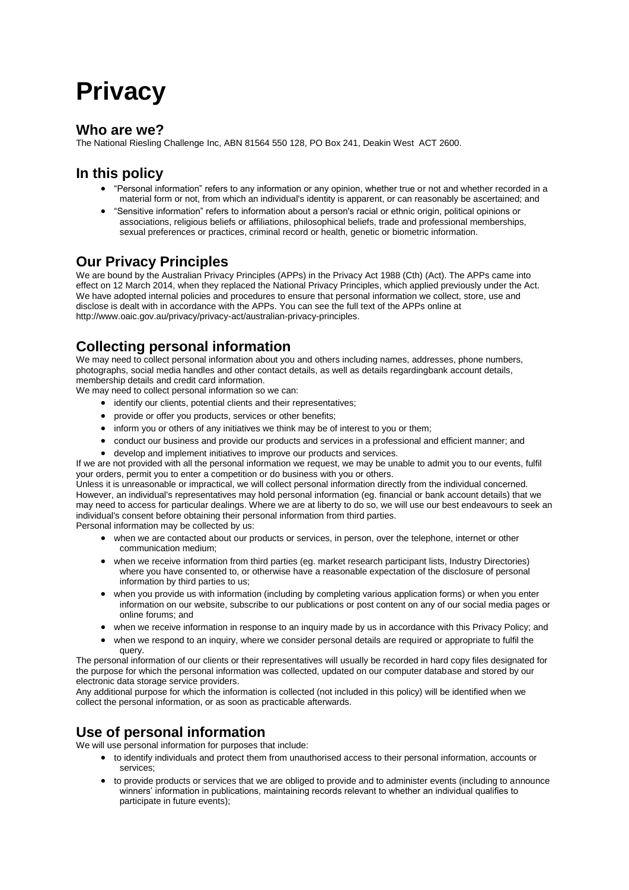# Privacy

## Who are we?

The National Riesling Challenge Inc, ABN 81564 550 128, PO Box 241, Deakin West ACT 2600.

## In this policy

- “Personal information” refers to any information or any opinion, whether true or not and whether recorded in a material form or not, from which an individual's identity is apparent, or can reasonably be ascertained; and
- “Sensitive information” refers to information about a person's racial or ethnic origin, political opinions or associations, religious beliefs or affiliations, philosophical beliefs, trade and professional memberships, sexual preferences or practices, criminal record or health, genetic or biometric information.

## Our Privacy Principles

We are bound by the Australian Privacy Principles (APPs) in the Privacy Act 1988 (Cth) (Act). The APPs came into effect on 12 March 2014, when they replaced the National Privacy Principles, which applied previously under the Act. We have adopted internal policies and procedures to ensure that personal information we collect, store, use and disclose is dealt with in accordance with the APPs. You can see the full text of the APPs online at http://www.oaic.gov.au/privacy/privacy-act/australian-privacy-principles.

## Collecting personal information

We may need to collect personal information about you and others including names, addresses, phone numbers, photographs, social media handles and other contact details, as well as details regardingbank account details, membership details and credit card information.

We may need to collect personal information so we can:

- identify our clients, potential clients and their representatives;
- provide or offer you products, services or other benefits;
- inform you or others of any initiatives we think may be of interest to you or them;
- conduct our business and provide our products and services in a professional and efficient manner; and
- develop and implement initiatives to improve our products and services.

If we are not provided with all the personal information we request, we may be unable to admit you to our events, fulfil your orders, permit you to enter a competition or do business with you or others.

Unless it is unreasonable or impractical, we will collect personal information directly from the individual concerned. However, an individual's representatives may hold personal information (eg. financial or bank account details) that we may need to access for particular dealings. Where we are at liberty to do so, we will use our best endeavours to seek an individual's consent before obtaining their personal information from third parties.

Personal information may be collected by us:

- when we are contacted about our products or services, in person, over the telephone, internet or other communication medium;
- when we receive information from third parties (eg. market research participant lists, Industry Directories) where you have consented to, or otherwise have a reasonable expectation of the disclosure of personal information by third parties to us;
- when you provide us with information (including by completing various application forms) or when you enter information on our website, subscribe to our publications or post content on any of our social media pages or online forums; and
- when we receive information in response to an inquiry made by us in accordance with this Privacy Policy; and
- when we respond to an inquiry, where we consider personal details are required or appropriate to fulfil the query.

The personal information of our clients or their representatives will usually be recorded in hard copy files designated for the purpose for which the personal information was collected, updated on our computer database and stored by our electronic data storage service providers.

Any additional purpose for which the information is collected (not included in this policy) will be identified when we collect the personal information, or as soon as practicable afterwards.

## Use of personal information

We will use personal information for purposes that include:

- to identify individuals and protect them from unauthorised access to their personal information, accounts or services;
- to provide products or services that we are obliged to provide and to administer events (including to announce winners' information in publications, maintaining records relevant to whether an individual qualifies to participate in future events);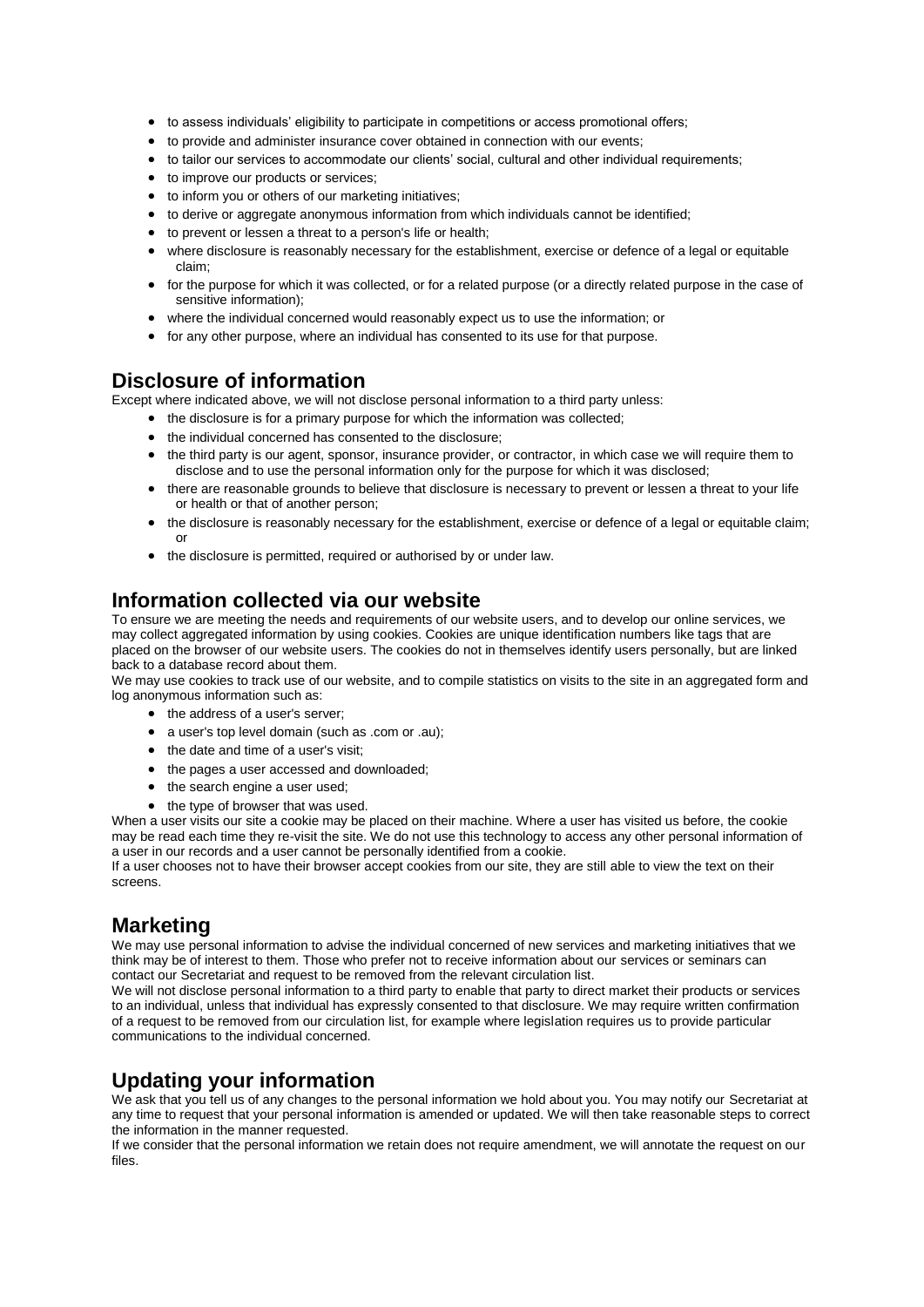- to assess individuals' eligibility to participate in competitions or access promotional offers;
- to provide and administer insurance cover obtained in connection with our events;
- to tailor our services to accommodate our clients' social, cultural and other individual requirements;
- to improve our products or services;
- to inform you or others of our marketing initiatives;
- to derive or aggregate anonymous information from which individuals cannot be identified;
- to prevent or lessen a threat to a person's life or health;
- where disclosure is reasonably necessary for the establishment, exercise or defence of a legal or equitable claim;
- for the purpose for which it was collected, or for a related purpose (or a directly related purpose in the case of sensitive information);
- where the individual concerned would reasonably expect us to use the information; or
- for any other purpose, where an individual has consented to its use for that purpose.

## Disclosure of information

Except where indicated above, we will not disclose personal information to a third party unless:

- the disclosure is for a primary purpose for which the information was collected;
- the individual concerned has consented to the disclosure;
- the third party is our agent, sponsor, insurance provider, or contractor, in which case we will require them to disclose and to use the personal information only for the purpose for which it was disclosed;
- there are reasonable grounds to believe that disclosure is necessary to prevent or lessen a threat to your life or health or that of another person;
- the disclosure is reasonably necessary for the establishment, exercise or defence of a legal or equitable claim; or
- the disclosure is permitted, required or authorised by or under law.

## Information collected via our website

To ensure we are meeting the needs and requirements of our website users, and to develop our online services, we may collect aggregated information by using cookies. Cookies are unique identification numbers like tags that are placed on the browser of our website users. The cookies do not in themselves identify users personally, but are linked back to a database record about them.

We may use cookies to track use of our website, and to compile statistics on visits to the site in an aggregated form and log anonymous information such as:

- the address of a user's server;
- a user's top level domain (such as .com or .au);
- the date and time of a user's visit;
- the pages a user accessed and downloaded;
- the search engine a user used;
- the type of browser that was used.

When a user visits our site a cookie may be placed on their machine. Where a user has visited us before, the cookie may be read each time they re-visit the site. We do not use this technology to access any other personal information of a user in our records and a user cannot be personally identified from a cookie.

If a user chooses not to have their browser accept cookies from our site, they are still able to view the text on their screens.

## Marketing

We may use personal information to advise the individual concerned of new services and marketing initiatives that we think may be of interest to them. Those who prefer not to receive information about our services or seminars can contact our Secretariat and request to be removed from the relevant circulation list.

We will not disclose personal information to a third party to enable that party to direct market their products or services to an individual, unless that individual has expressly consented to that disclosure. We may require written confirmation of a request to be removed from our circulation list, for example where legislation requires us to provide particular communications to the individual concerned.

## Updating your information

We ask that you tell us of any changes to the personal information we hold about you. You may notify our Secretariat at any time to request that your personal information is amended or updated. We will then take reasonable steps to correct the information in the manner requested.

If we consider that the personal information we retain does not require amendment, we will annotate the request on our files.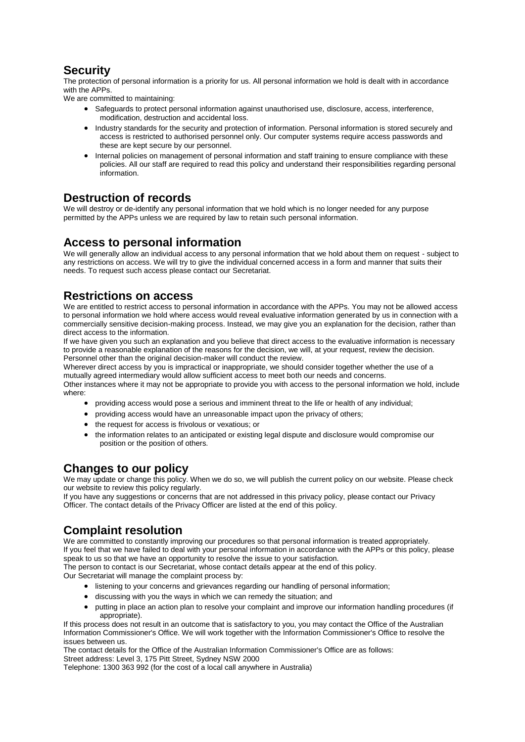## Security

The protection of personal information is a priority for us. All personal information we hold is dealt with in accordance with the APPs.

We are committed to maintaining:

- Safeguards to protect personal information against unauthorised use, disclosure, access, interference, modification, destruction and accidental loss.
- Industry standards for the security and protection of information. Personal information is stored securely and access is restricted to authorised personnel only. Our computer systems require access passwords and these are kept secure by our personnel.
- Internal policies on management of personal information and staff training to ensure compliance with these policies. All our staff are required to read this policy and understand their responsibilities regarding personal information.

## Destruction of records

We will destroy or de-identify any personal information that we hold which is no longer needed for any purpose permitted by the APPs unless we are required by law to retain such personal information.

## Access to personal information

We will generally allow an individual access to any personal information that we hold about them on request - subject to any restrictions on access. We will try to give the individual concerned access in a form and manner that suits their needs. To request such access please contact our Secretariat.

## Restrictions on access

We are entitled to restrict access to personal information in accordance with the APPs. You may not be allowed access to personal information we hold where access would reveal evaluative information generated by us in connection with a commercially sensitive decision-making process. Instead, we may give you an explanation for the decision, rather than direct access to the information.

If we have given you such an explanation and you believe that direct access to the evaluative information is necessary to provide a reasonable explanation of the reasons for the decision, we will, at your request, review the decision. Personnel other than the original decision-maker will conduct the review.

Wherever direct access by you is impractical or inappropriate, we should consider together whether the use of a mutually agreed intermediary would allow sufficient access to meet both our needs and concerns.

Other instances where it may not be appropriate to provide you with access to the personal information we hold, include where:

- providing access would pose a serious and imminent threat to the life or health of any individual;
- providing access would have an unreasonable impact upon the privacy of others;
- the request for access is frivolous or vexatious; or
- the information relates to an anticipated or existing legal dispute and disclosure would compromise our position or the position of others.

## Changes to our policy

We may update or change this policy. When we do so, we will publish the current policy on our website. Please check our website to review this policy regularly.

If you have any suggestions or concerns that are not addressed in this privacy policy, please contact our Privacy Officer. The contact details of the Privacy Officer are listed at the end of this policy.

## Complaint resolution

We are committed to constantly improving our procedures so that personal information is treated appropriately.

If you feel that we have failed to deal with your personal information in accordance with the APPs or this policy, please speak to us so that we have an opportunity to resolve the issue to your satisfaction.

The person to contact is our Secretariat, whose contact details appear at the end of this policy.

Our Secretariat will manage the complaint process by:

- listening to your concerns and grievances regarding our handling of personal information;
- discussing with you the ways in which we can remedy the situation; and
- putting in place an action plan to resolve your complaint and improve our information handling procedures (if appropriate).

If this process does not result in an outcome that is satisfactory to you, you may contact the Office of the Australian Information Commissioner's Office. We will work together with the Information Commissioner's Office to resolve the issues between us.

The contact details for the Office of the Australian Information Commissioner's Office are as follows:

Street address: Level 3, 175 Pitt Street, Sydney NSW 2000

Telephone: 1300 363 992 (for the cost of a local call anywhere in Australia)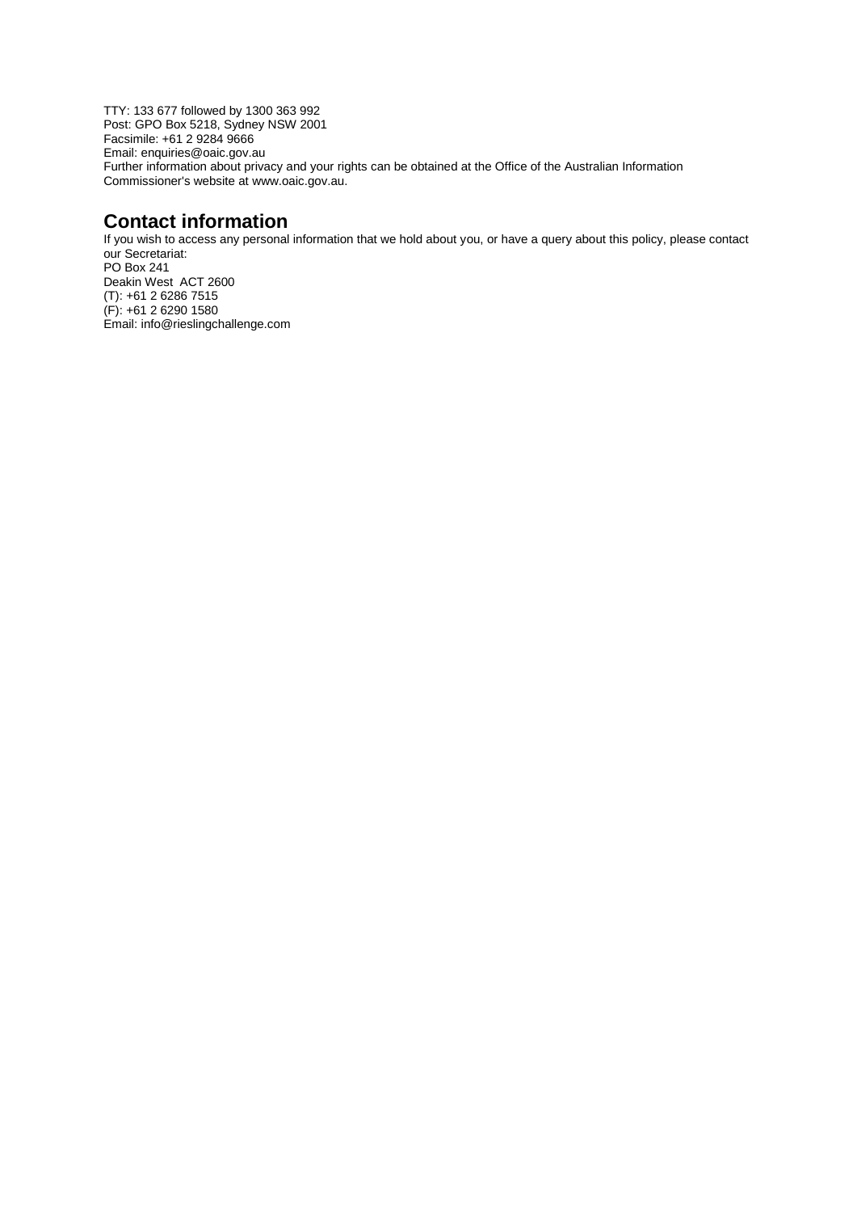TTY: 133 677 followed by 1300 363 992
Post: GPO Box 5218, Sydney NSW 2001
Facsimile: +61 2 9284 9666
Email: enquiries@oaic.gov.au
Further information about privacy and your rights can be obtained at the Office of the Australian Information Commissioner's website at www.oaic.gov.au.

## Contact information

If you wish to access any personal information that we hold about you, or have a query about this policy, please contact our Secretariat:
PO Box 241
Deakin West ACT 2600
(T): +61 2 6286 7515
(F): +61 2 6290 1580
Email: info@rieslingchallenge.com